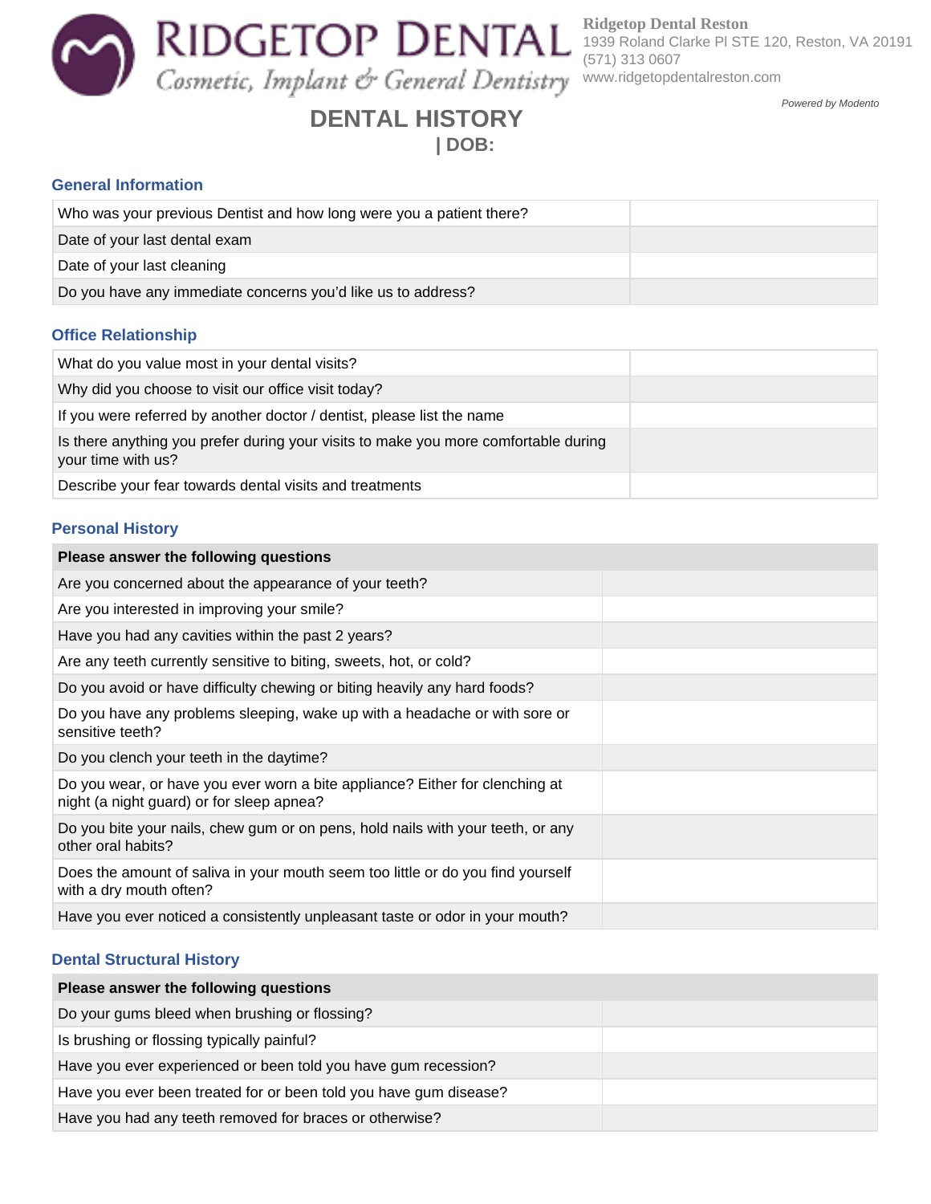**RIDGETOP DENTAL**
*Cosmetic, Implant & General Dentistry*

**Ridgetop Dental Reston**
1939 Roland Clarke Pl STE 120, Reston, VA 20191
(571) 313 0607
www.ridgetopdentalreston.com

*Powered by Modento*

# DENTAL HISTORY

**| DOB:**

## General Information

| | |
|---|---|
| Who was your previous Dentist and how long were you a patient there? | |
| Date of your last dental exam | |
| Date of your last cleaning | |
| Do you have any immediate concerns you'd like us to address? | |

## Office Relationship

| | |
|---|---|
| What do you value most in your dental visits? | |
| Why did you choose to visit our office visit today? | |
| If you were referred by another doctor / dentist, please list the name | |
| Is there anything you prefer during your visits to make you more comfortable during your time with us? | |
| Describe your fear towards dental visits and treatments | |

## Personal History

| Please answer the following questions | |
|---|---|
| Are you concerned about the appearance of your teeth? | |
| Are you interested in improving your smile? | |
| Have you had any cavities within the past 2 years? | |
| Are any teeth currently sensitive to biting, sweets, hot, or cold? | |
| Do you avoid or have difficulty chewing or biting heavily any hard foods? | |
| Do you have any problems sleeping, wake up with a headache or with sore or sensitive teeth? | |
| Do you clench your teeth in the daytime? | |
| Do you wear, or have you ever worn a bite appliance? Either for clenching at night (a night guard) or for sleep apnea? | |
| Do you bite your nails, chew gum or on pens, hold nails with your teeth, or any other oral habits? | |
| Does the amount of saliva in your mouth seem too little or do you find yourself with a dry mouth often? | |
| Have you ever noticed a consistently unpleasant taste or odor in your mouth? | |

## Dental Structural History

| Please answer the following questions | |
|---|---|
| Do your gums bleed when brushing or flossing? | |
| Is brushing or flossing typically painful? | |
| Have you ever experienced or been told you have gum recession? | |
| Have you ever been treated for or been told you have gum disease? | |
| Have you had any teeth removed for braces or otherwise? | |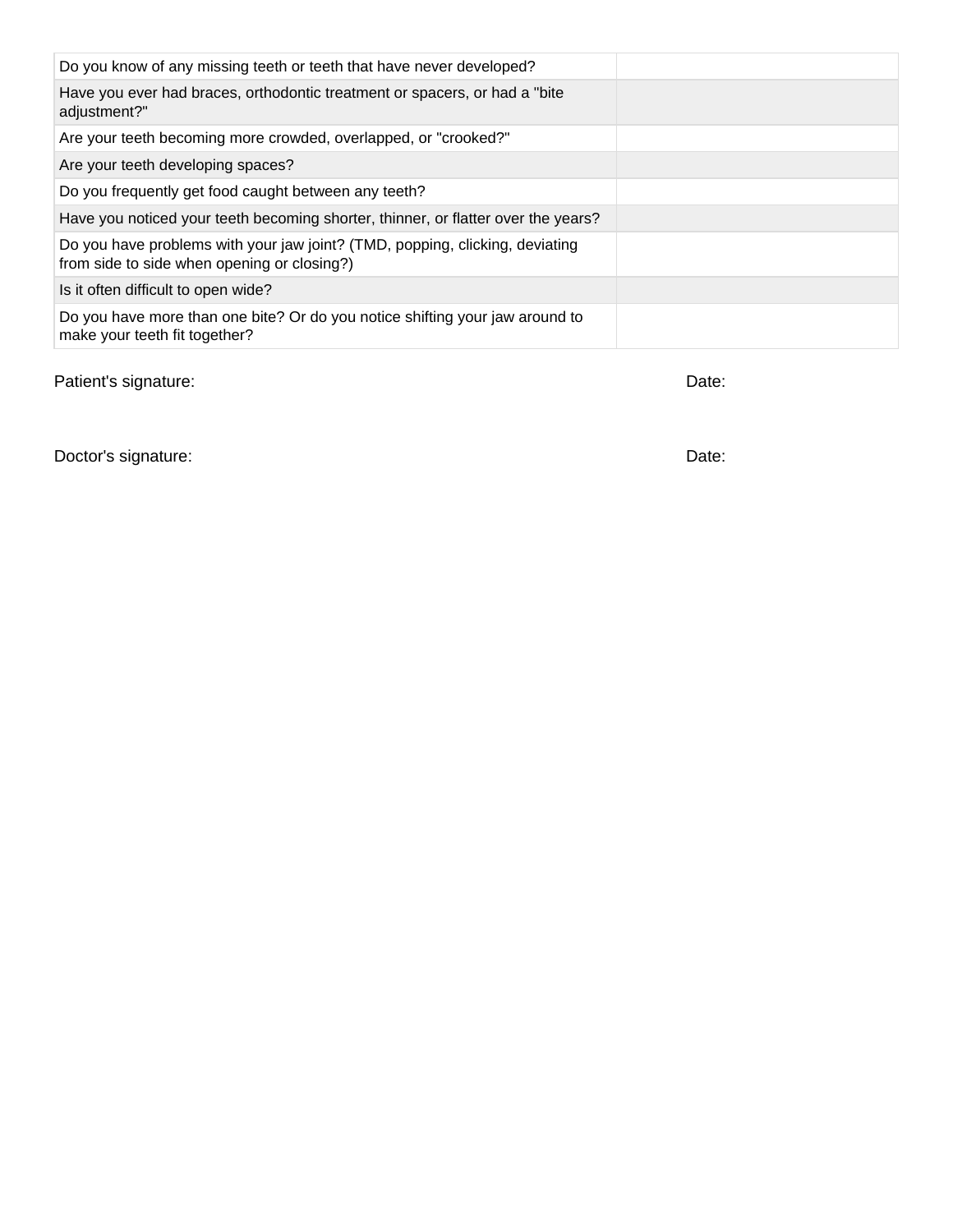| | |
|---|---|
| Do you know of any missing teeth or teeth that have never developed? | |
| Have you ever had braces, orthodontic treatment or spacers, or had a "bite adjustment?" | |
| Are your teeth becoming more crowded, overlapped, or "crooked?" | |
| Are your teeth developing spaces? | |
| Do you frequently get food caught between any teeth? | |
| Have you noticed your teeth becoming shorter, thinner, or flatter over the years? | |
| Do you have problems with your jaw joint? (TMD, popping, clicking, deviating from side to side when opening or closing?) | |
| Is it often difficult to open wide? | |
| Do you have more than one bite? Or do you notice shifting your jaw around to make your teeth fit together? | |

Patient's signature: Date:

Doctor's signature: Date: